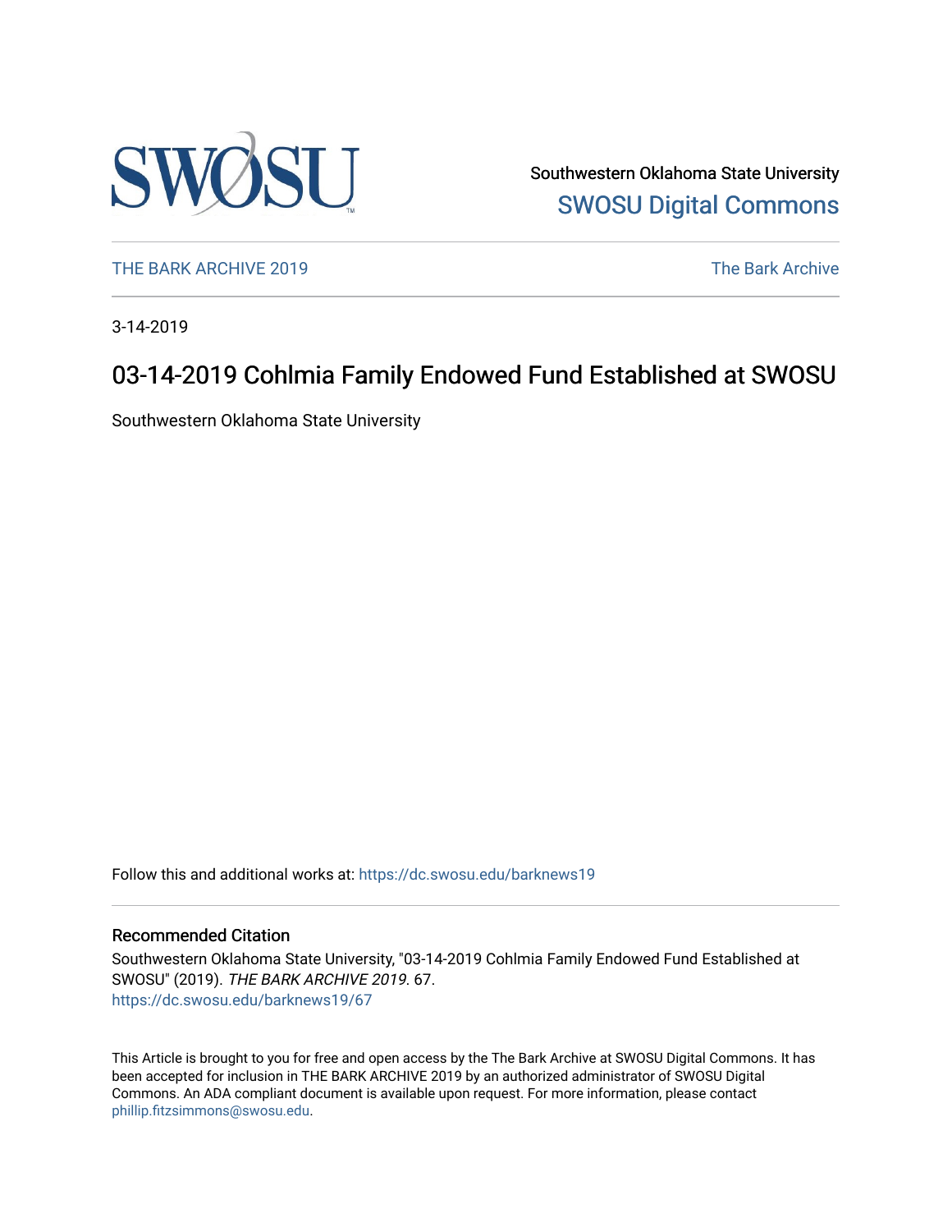Southwestern Oklahoma State University
SWOSU Digital Commons

THE BARK ARCHIVE 2019

The Bark Archive

3-14-2019

# 03-14-2019 Cohlmia Family Endowed Fund Established at SWOSU

Southwestern Oklahoma State University

Follow this and additional works at: https://dc.swosu.edu/barknews19

## Recommended Citation

Southwestern Oklahoma State University, "03-14-2019 Cohlmia Family Endowed Fund Established at SWOSU" (2019). *THE BARK ARCHIVE 2019*. 67.
https://dc.swosu.edu/barknews19/67

This Article is brought to you for free and open access by the The Bark Archive at SWOSU Digital Commons. It has been accepted for inclusion in THE BARK ARCHIVE 2019 by an authorized administrator of SWOSU Digital Commons. An ADA compliant document is available upon request. For more information, please contact phillip.fitzsimmons@swosu.edu.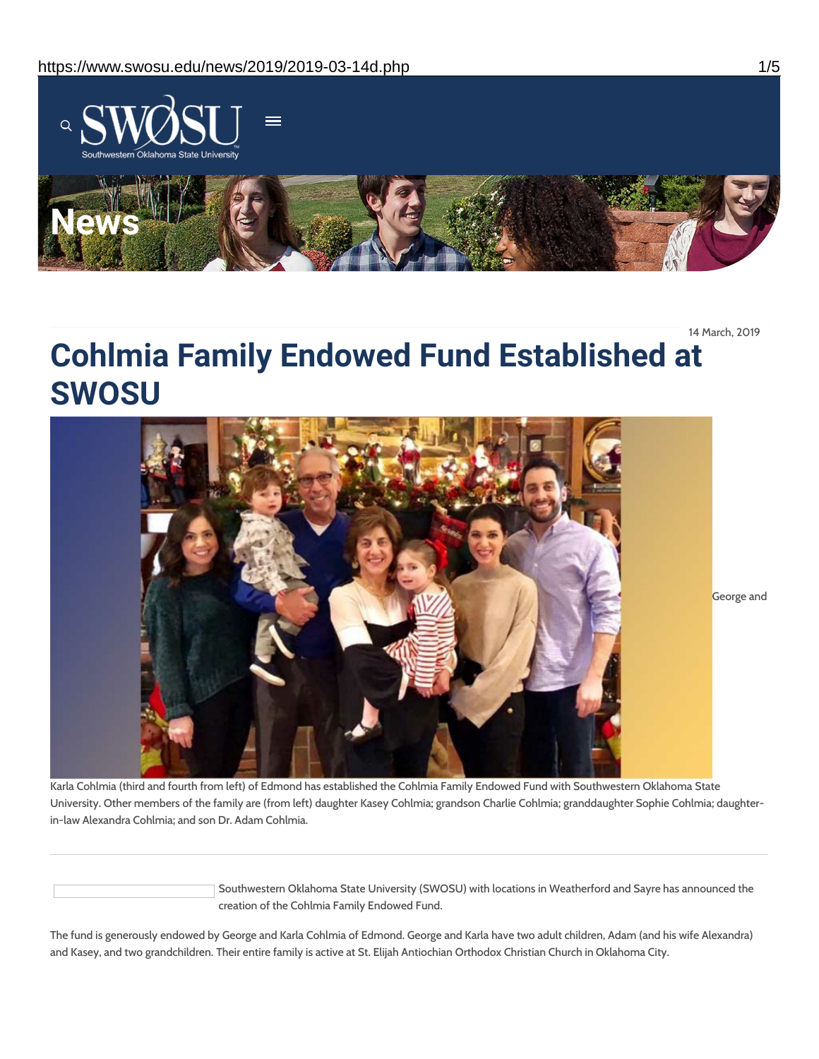14 March, 2019

# Cohlmia Family Endowed Fund Established at SWOSU

George and Karla Cohlmia (third and fourth from left) of Edmond has established the Cohlmia Family Endowed Fund with Southwestern Oklahoma State University. Other members of the family are (from left) daughter Kasey Cohlmia; grandson Charlie Cohlmia; granddaughter Sophie Cohlmia; daughter-in-law Alexandra Cohlmia; and son Dr. Adam Cohlmia.

Southwestern Oklahoma State University (SWOSU) with locations in Weatherford and Sayre has announced the creation of the Cohlmia Family Endowed Fund.

The fund is generously endowed by George and Karla Cohlmia of Edmond. George and Karla have two adult children, Adam (and his wife Alexandra) and Kasey, and two grandchildren. Their entire family is active at St. Elijah Antiochian Orthodox Christian Church in Oklahoma City.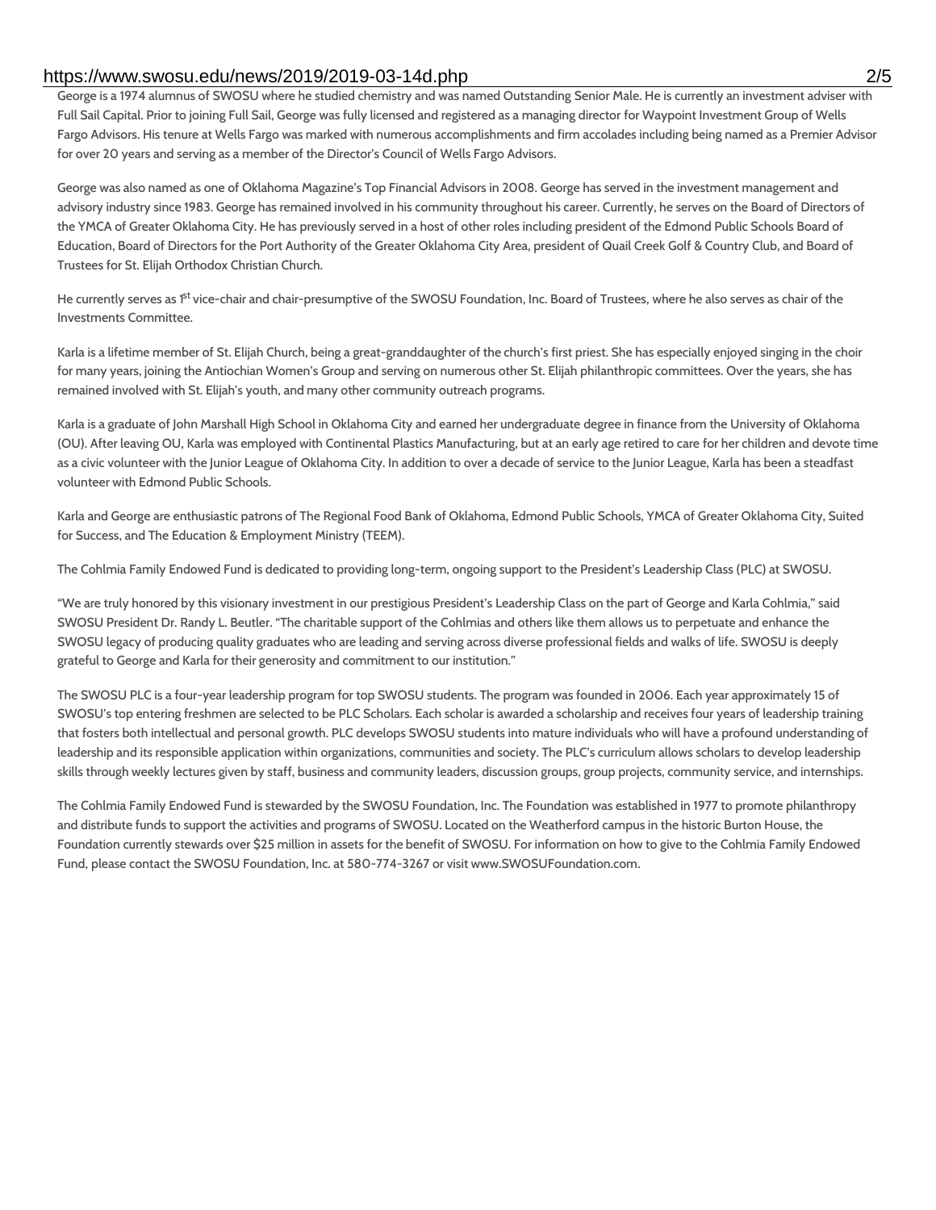George is a 1974 alumnus of SWOSU where he studied chemistry and was named Outstanding Senior Male. He is currently an investment adviser with Full Sail Capital. Prior to joining Full Sail, George was fully licensed and registered as a managing director for Waypoint Investment Group of Wells Fargo Advisors. His tenure at Wells Fargo was marked with numerous accomplishments and firm accolades including being named as a Premier Advisor for over 20 years and serving as a member of the Director's Council of Wells Fargo Advisors.

George was also named as one of Oklahoma Magazine's Top Financial Advisors in 2008. George has served in the investment management and advisory industry since 1983. George has remained involved in his community throughout his career. Currently, he serves on the Board of Directors of the YMCA of Greater Oklahoma City. He has previously served in a host of other roles including president of the Edmond Public Schools Board of Education, Board of Directors for the Port Authority of the Greater Oklahoma City Area, president of Quail Creek Golf & Country Club, and Board of Trustees for St. Elijah Orthodox Christian Church.

He currently serves as 1st vice-chair and chair-presumptive of the SWOSU Foundation, Inc. Board of Trustees, where he also serves as chair of the Investments Committee.

Karla is a lifetime member of St. Elijah Church, being a great-granddaughter of the church's first priest. She has especially enjoyed singing in the choir for many years, joining the Antiochian Women's Group and serving on numerous other St. Elijah philanthropic committees. Over the years, she has remained involved with St. Elijah's youth, and many other community outreach programs.

Karla is a graduate of John Marshall High School in Oklahoma City and earned her undergraduate degree in finance from the University of Oklahoma (OU). After leaving OU, Karla was employed with Continental Plastics Manufacturing, but at an early age retired to care for her children and devote time as a civic volunteer with the Junior League of Oklahoma City. In addition to over a decade of service to the Junior League, Karla has been a steadfast volunteer with Edmond Public Schools.

Karla and George are enthusiastic patrons of The Regional Food Bank of Oklahoma, Edmond Public Schools, YMCA of Greater Oklahoma City, Suited for Success, and The Education & Employment Ministry (TEEM).

The Cohlmia Family Endowed Fund is dedicated to providing long-term, ongoing support to the President's Leadership Class (PLC) at SWOSU.

"We are truly honored by this visionary investment in our prestigious President's Leadership Class on the part of George and Karla Cohlmia," said SWOSU President Dr. Randy L. Beutler. "The charitable support of the Cohlmias and others like them allows us to perpetuate and enhance the SWOSU legacy of producing quality graduates who are leading and serving across diverse professional fields and walks of life. SWOSU is deeply grateful to George and Karla for their generosity and commitment to our institution."

The SWOSU PLC is a four-year leadership program for top SWOSU students. The program was founded in 2006. Each year approximately 15 of SWOSU's top entering freshmen are selected to be PLC Scholars. Each scholar is awarded a scholarship and receives four years of leadership training that fosters both intellectual and personal growth. PLC develops SWOSU students into mature individuals who will have a profound understanding of leadership and its responsible application within organizations, communities and society. The PLC's curriculum allows scholars to develop leadership skills through weekly lectures given by staff, business and community leaders, discussion groups, group projects, community service, and internships.

The Cohlmia Family Endowed Fund is stewarded by the SWOSU Foundation, Inc. The Foundation was established in 1977 to promote philanthropy and distribute funds to support the activities and programs of SWOSU. Located on the Weatherford campus in the historic Burton House, the Foundation currently stewards over $25 million in assets for the benefit of SWOSU. For information on how to give to the Cohlmia Family Endowed Fund, please contact the SWOSU Foundation, Inc. at 580-774-3267 or visit www.SWOSUFoundation.com.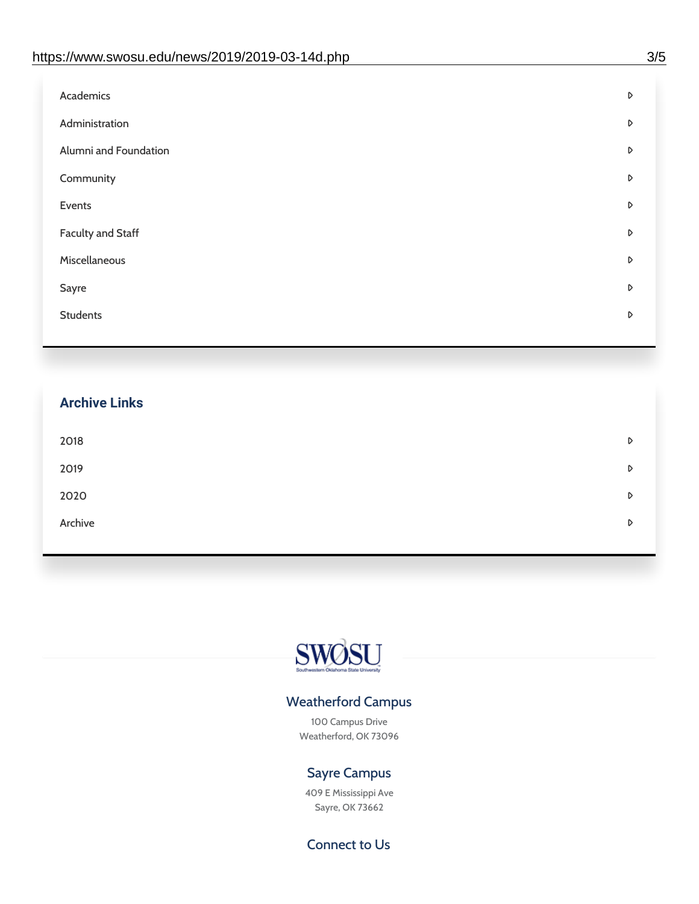- Academics
- Administration
- Alumni and Foundation
- Community
- Events
- Faculty and Staff
- Miscellaneous
- Sayre
- Students

## Archive Links

- 2018
- 2019
- 2020
- Archive

SWOSU
Southwestern Oklahoma State University

### Weatherford Campus

100 Campus Drive
Weatherford, OK 73096

### Sayre Campus

409 E Mississippi Ave
Sayre, OK 73662

### Connect to Us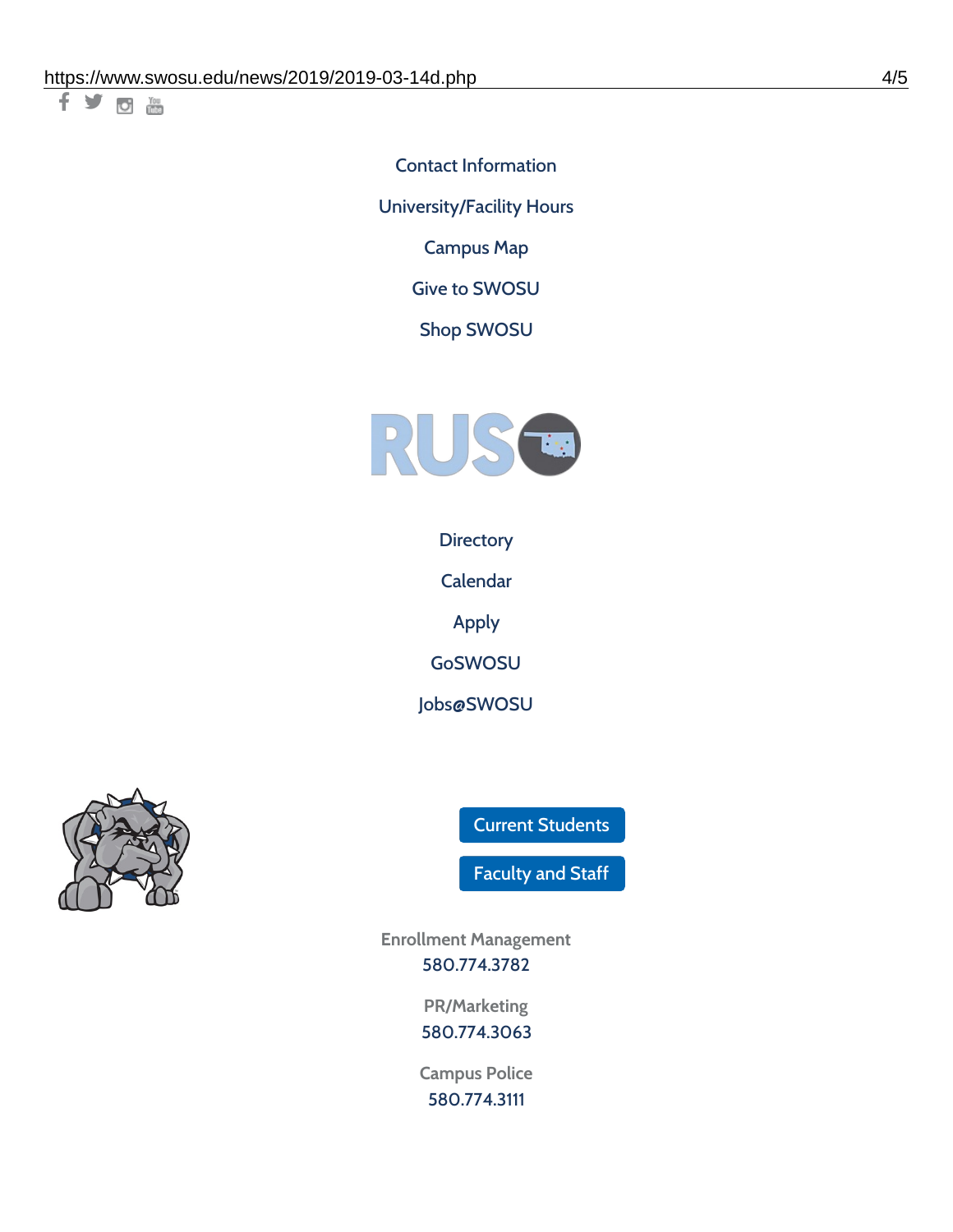Contact Information

University/Facility Hours

Campus Map

Give to SWOSU

Shop SWOSU

Directory

Calendar

Apply

GoSWOSU

Jobs@SWOSU

Current Students

Faculty and Staff

Enrollment Management
580.774.3782

PR/Marketing
580.774.3063

Campus Police
580.774.3111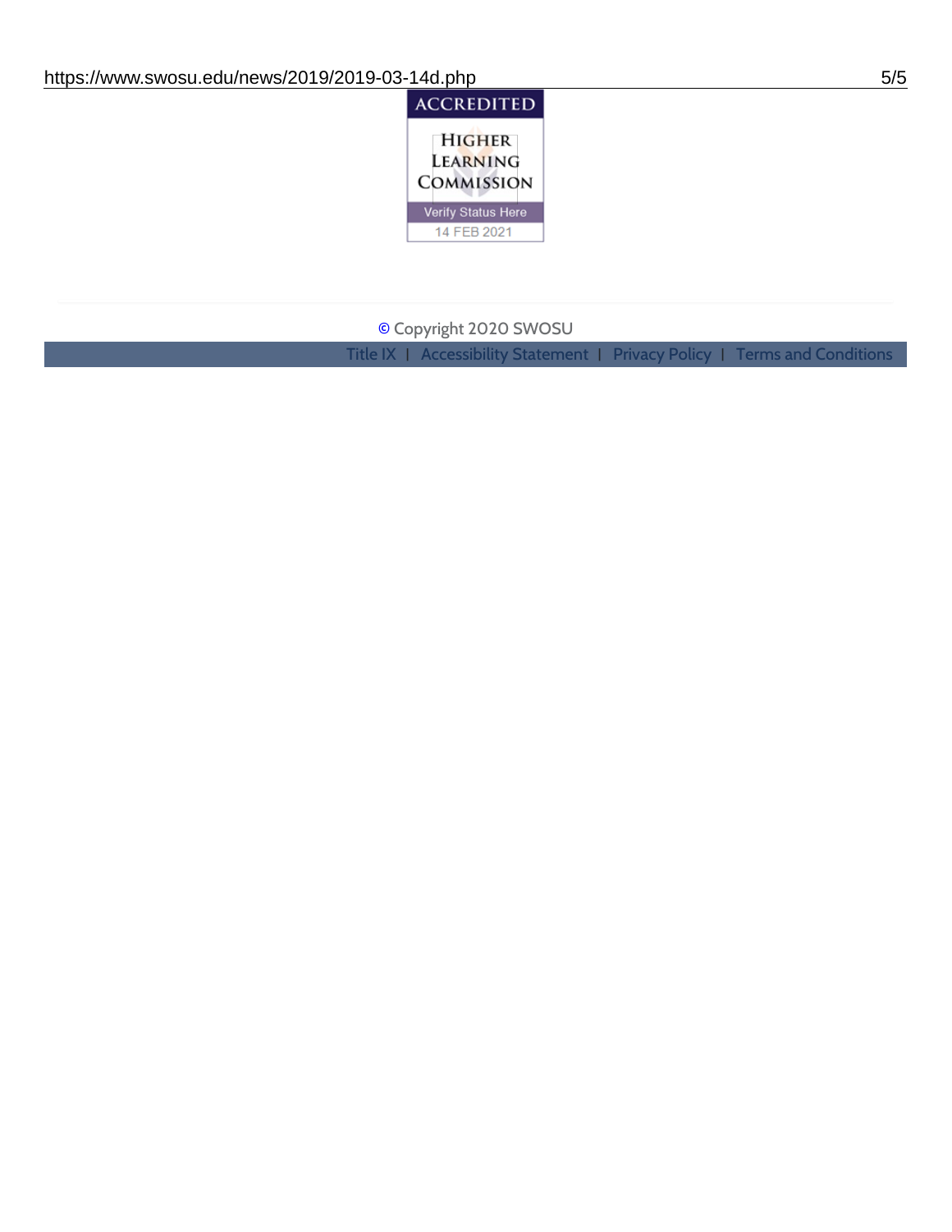ACCREDITED

HIGHER LEARNING COMMISSION

Verify Status Here

14 FEB 2021

© Copyright 2020 SWOSU

Title IX | Accessibility Statement | Privacy Policy | Terms and Conditions